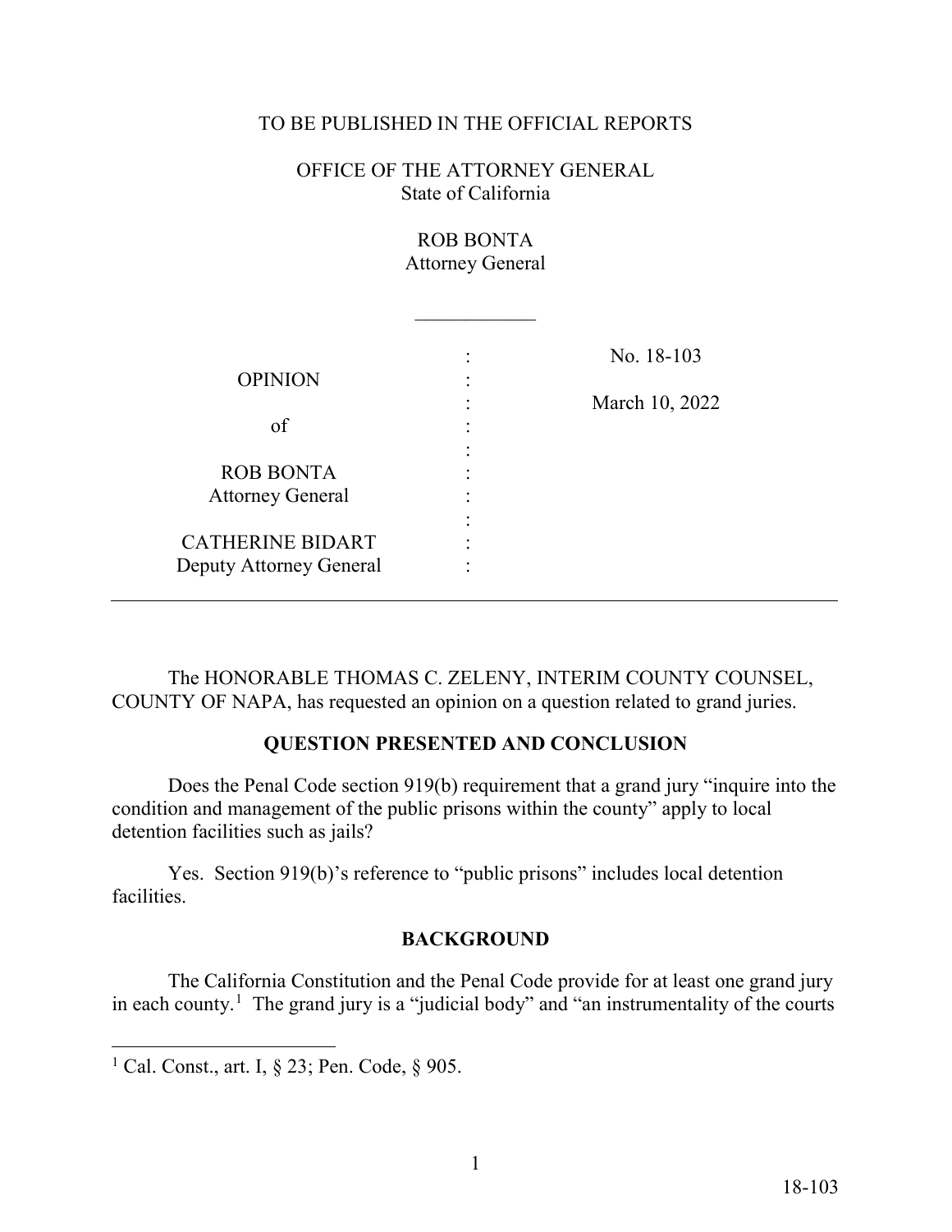TO BE PUBLISHED IN THE OFFICIAL REPORTS

OFFICE OF THE ATTORNEY GENERAL
State of California

ROB BONTA
Attorney General

---

| | | |
|---|---|---|
| OPINION | : | No. 18-103 |
| of | : | March 10, 2022 |
| ROB BONTA<br>Attorney General | : | |
| CATHERINE BIDART<br>Deputy Attorney General | : | |

---

The HONORABLE THOMAS C. ZELENY, INTERIM COUNTY COUNSEL, COUNTY OF NAPA, has requested an opinion on a question related to grand juries.

## QUESTION PRESENTED AND CONCLUSION

Does the Penal Code section 919(b) requirement that a grand jury "inquire into the condition and management of the public prisons within the county" apply to local detention facilities such as jails?

Yes. Section 919(b)'s reference to "public prisons" includes local detention facilities.

## BACKGROUND

The California Constitution and the Penal Code provide for at least one grand jury in each county.[1] The grand jury is a "judicial body" and "an instrumentality of the courts

[1] Cal. Const., art. I, § 23; Pen. Code, § 905.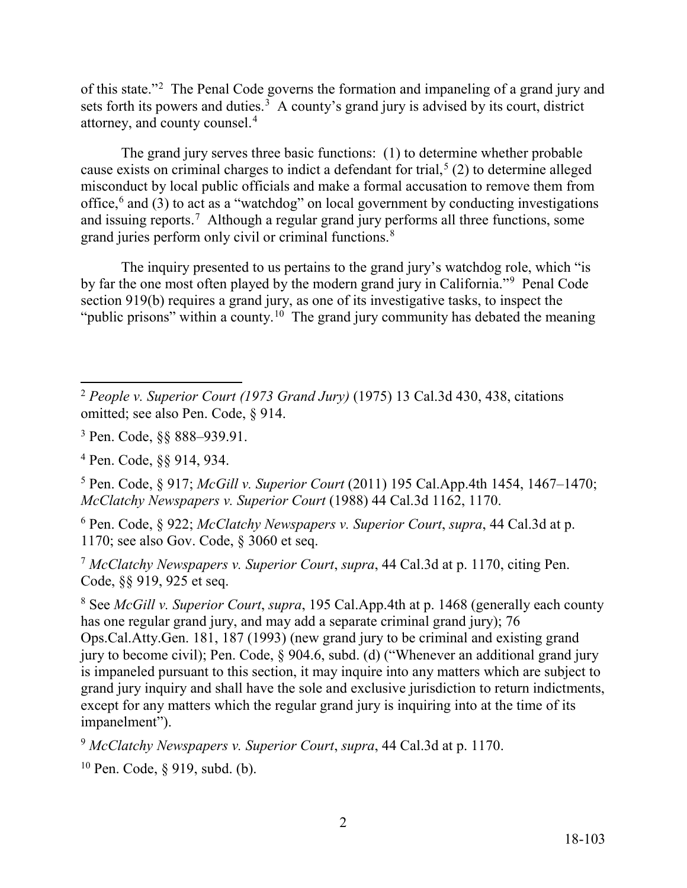of this state."[2] The Penal Code governs the formation and impaneling of a grand jury and sets forth its powers and duties.[3] A county's grand jury is advised by its court, district attorney, and county counsel.[4]

The grand jury serves three basic functions: (1) to determine whether probable cause exists on criminal charges to indict a defendant for trial,[5] (2) to determine alleged misconduct by local public officials and make a formal accusation to remove them from office,[6] and (3) to act as a "watchdog" on local government by conducting investigations and issuing reports.[7] Although a regular grand jury performs all three functions, some grand juries perform only civil or criminal functions.[8]

The inquiry presented to us pertains to the grand jury's watchdog role, which "is by far the one most often played by the modern grand jury in California."[9] Penal Code section 919(b) requires a grand jury, as one of its investigative tasks, to inspect the "public prisons" within a county.[10] The grand jury community has debated the meaning

---

[2] *People v. Superior Court (1973 Grand Jury)* (1975) 13 Cal.3d 430, 438, citations omitted; see also Pen. Code, § 914.

[3] Pen. Code, §§ 888–939.91.

[4] Pen. Code, §§ 914, 934.

[5] Pen. Code, § 917; *McGill v. Superior Court* (2011) 195 Cal.App.4th 1454, 1467–1470; *McClatchy Newspapers v. Superior Court* (1988) 44 Cal.3d 1162, 1170.

[6] Pen. Code, § 922; *McClatchy Newspapers v. Superior Court*, *supra*, 44 Cal.3d at p. 1170; see also Gov. Code, § 3060 et seq.

[7] *McClatchy Newspapers v. Superior Court*, *supra*, 44 Cal.3d at p. 1170, citing Pen. Code, §§ 919, 925 et seq.

[8] See *McGill v. Superior Court*, *supra*, 195 Cal.App.4th at p. 1468 (generally each county has one regular grand jury, and may add a separate criminal grand jury); 76 Ops.Cal.Atty.Gen. 181, 187 (1993) (new grand jury to be criminal and existing grand jury to become civil); Pen. Code, § 904.6, subd. (d) ("Whenever an additional grand jury is impaneled pursuant to this section, it may inquire into any matters which are subject to grand jury inquiry and shall have the sole and exclusive jurisdiction to return indictments, except for any matters which the regular grand jury is inquiring into at the time of its impanelment").

[9] *McClatchy Newspapers v. Superior Court*, *supra*, 44 Cal.3d at p. 1170.

[10] Pen. Code, § 919, subd. (b).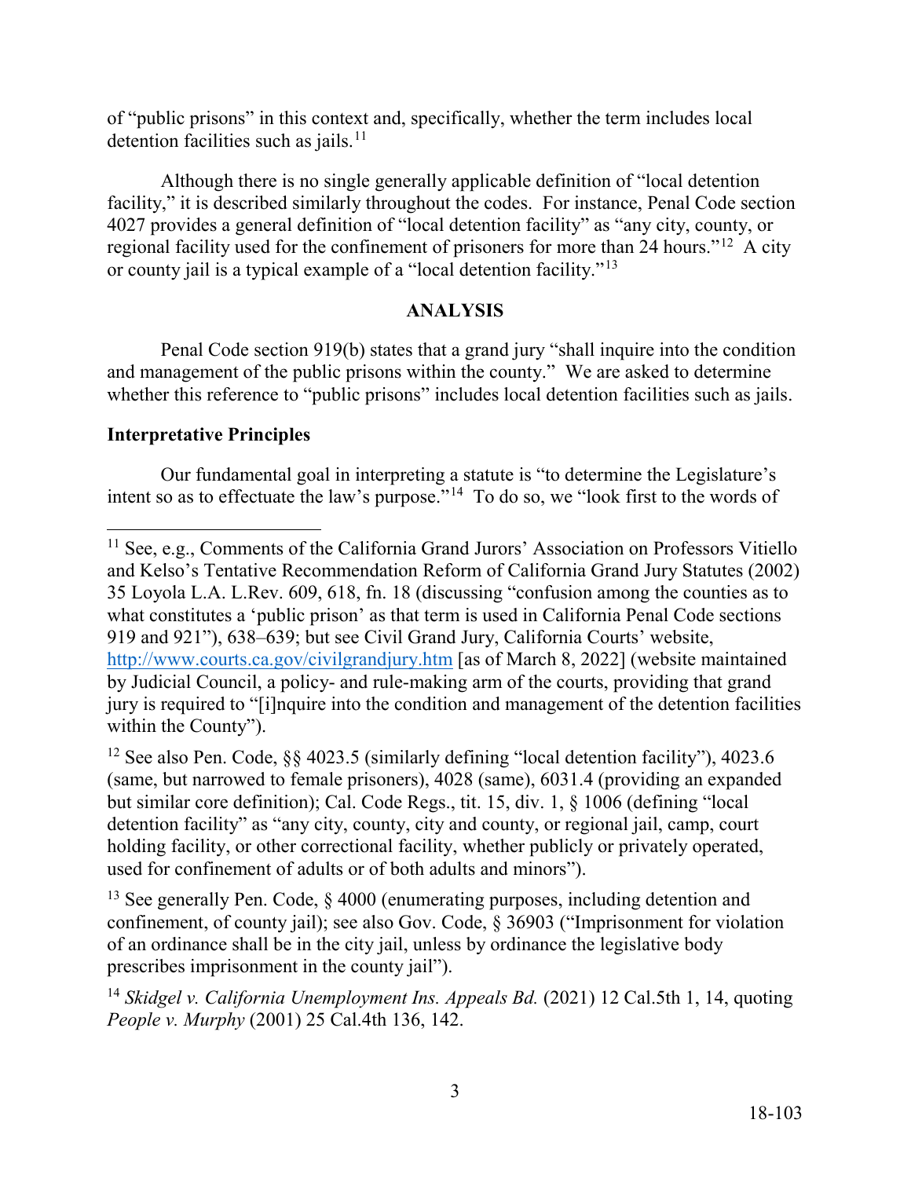of "public prisons" in this context and, specifically, whether the term includes local detention facilities such as jails.[11]

Although there is no single generally applicable definition of "local detention facility," it is described similarly throughout the codes. For instance, Penal Code section 4027 provides a general definition of "local detention facility" as "any city, county, or regional facility used for the confinement of prisoners for more than 24 hours."[12] A city or county jail is a typical example of a "local detention facility."[13]

## ANALYSIS

Penal Code section 919(b) states that a grand jury "shall inquire into the condition and management of the public prisons within the county." We are asked to determine whether this reference to "public prisons" includes local detention facilities such as jails.

### Interpretative Principles

Our fundamental goal in interpreting a statute is "to determine the Legislature's intent so as to effectuate the law's purpose."[14] To do so, we "look first to the words of

---

[11] See, e.g., Comments of the California Grand Jurors' Association on Professors Vitiello and Kelso's Tentative Recommendation Reform of California Grand Jury Statutes (2002) 35 Loyola L.A. L.Rev. 609, 618, fn. 18 (discussing "confusion among the counties as to what constitutes a 'public prison' as that term is used in California Penal Code sections 919 and 921"), 638–639; but see Civil Grand Jury, California Courts' website, http://www.courts.ca.gov/civilgrandjury.htm [as of March 8, 2022] (website maintained by Judicial Council, a policy- and rule-making arm of the courts, providing that grand jury is required to "[i]nquire into the condition and management of the detention facilities within the County").

[12] See also Pen. Code, §§ 4023.5 (similarly defining "local detention facility"), 4023.6 (same, but narrowed to female prisoners), 4028 (same), 6031.4 (providing an expanded but similar core definition); Cal. Code Regs., tit. 15, div. 1, § 1006 (defining "local detention facility" as "any city, county, city and county, or regional jail, camp, court holding facility, or other correctional facility, whether publicly or privately operated, used for confinement of adults or of both adults and minors").

[13] See generally Pen. Code, § 4000 (enumerating purposes, including detention and confinement, of county jail); see also Gov. Code, § 36903 ("Imprisonment for violation of an ordinance shall be in the city jail, unless by ordinance the legislative body prescribes imprisonment in the county jail").

[14] *Skidgel v. California Unemployment Ins. Appeals Bd.* (2021) 12 Cal.5th 1, 14, quoting *People v. Murphy* (2001) 25 Cal.4th 136, 142.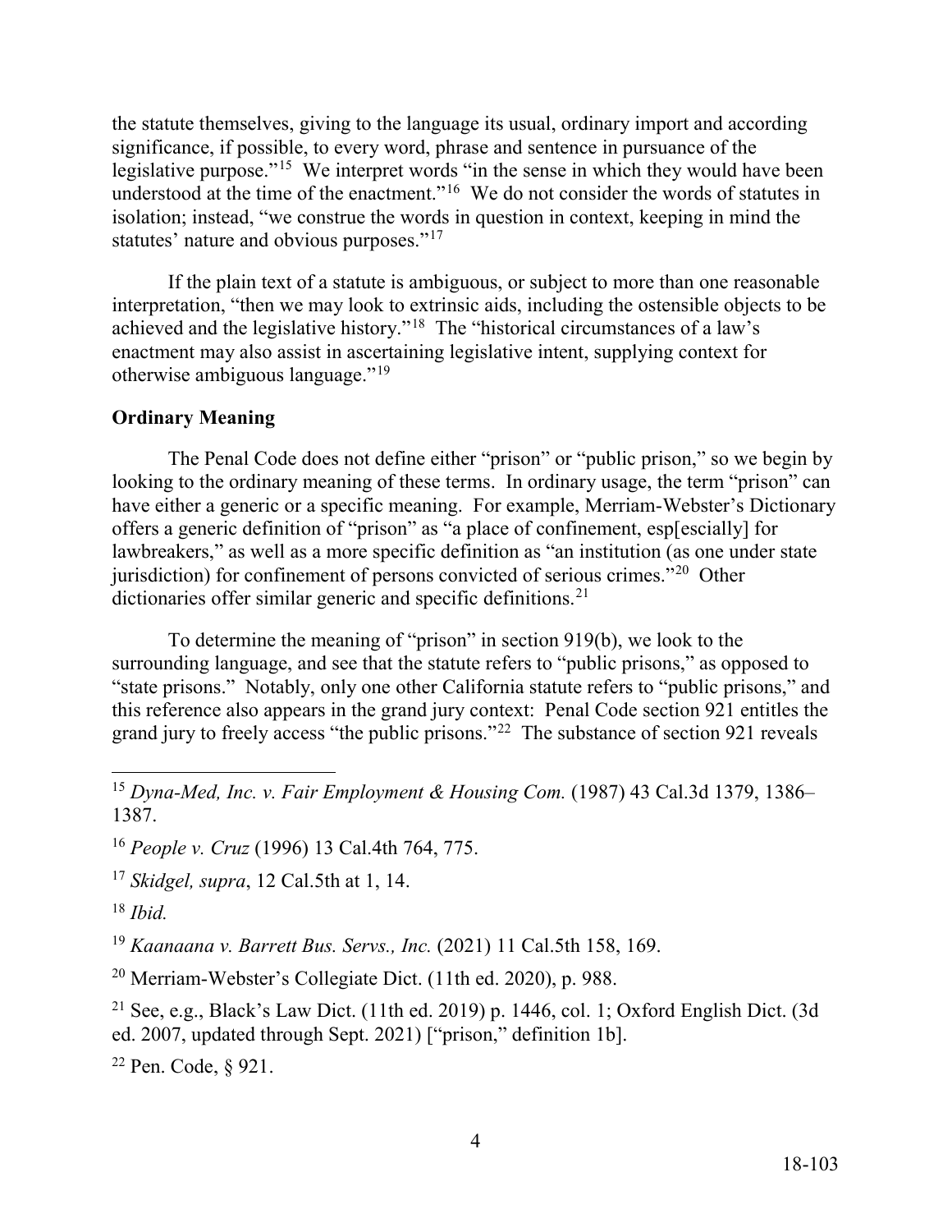the statute themselves, giving to the language its usual, ordinary import and according significance, if possible, to every word, phrase and sentence in pursuance of the legislative purpose."[15] We interpret words "in the sense in which they would have been understood at the time of the enactment."[16] We do not consider the words of statutes in isolation; instead, "we construe the words in question in context, keeping in mind the statutes' nature and obvious purposes."[17]

If the plain text of a statute is ambiguous, or subject to more than one reasonable interpretation, "then we may look to extrinsic aids, including the ostensible objects to be achieved and the legislative history."[18] The "historical circumstances of a law's enactment may also assist in ascertaining legislative intent, supplying context for otherwise ambiguous language."[19]

**Ordinary Meaning**

The Penal Code does not define either "prison" or "public prison," so we begin by looking to the ordinary meaning of these terms. In ordinary usage, the term "prison" can have either a generic or a specific meaning. For example, Merriam-Webster's Dictionary offers a generic definition of "prison" as "a place of confinement, esp[escially] for lawbreakers," as well as a more specific definition as "an institution (as one under state jurisdiction) for confinement of persons convicted of serious crimes."[20] Other dictionaries offer similar generic and specific definitions.[21]

To determine the meaning of "prison" in section 919(b), we look to the surrounding language, and see that the statute refers to "public prisons," as opposed to "state prisons." Notably, only one other California statute refers to "public prisons," and this reference also appears in the grand jury context: Penal Code section 921 entitles the grand jury to freely access "the public prisons."[22] The substance of section 921 reveals

---

[15] *Dyna-Med, Inc. v. Fair Employment & Housing Com.* (1987) 43 Cal.3d 1379, 1386–1387.

[16] *People v. Cruz* (1996) 13 Cal.4th 764, 775.

[17] *Skidgel, supra*, 12 Cal.5th at 1, 14.

[18] *Ibid.*

[19] *Kaanaana v. Barrett Bus. Servs., Inc.* (2021) 11 Cal.5th 158, 169.

[20] Merriam-Webster's Collegiate Dict. (11th ed. 2020), p. 988.

[21] See, e.g., Black's Law Dict. (11th ed. 2019) p. 1446, col. 1; Oxford English Dict. (3d ed. 2007, updated through Sept. 2021) ["prison," definition 1b].

[22] Pen. Code, § 921.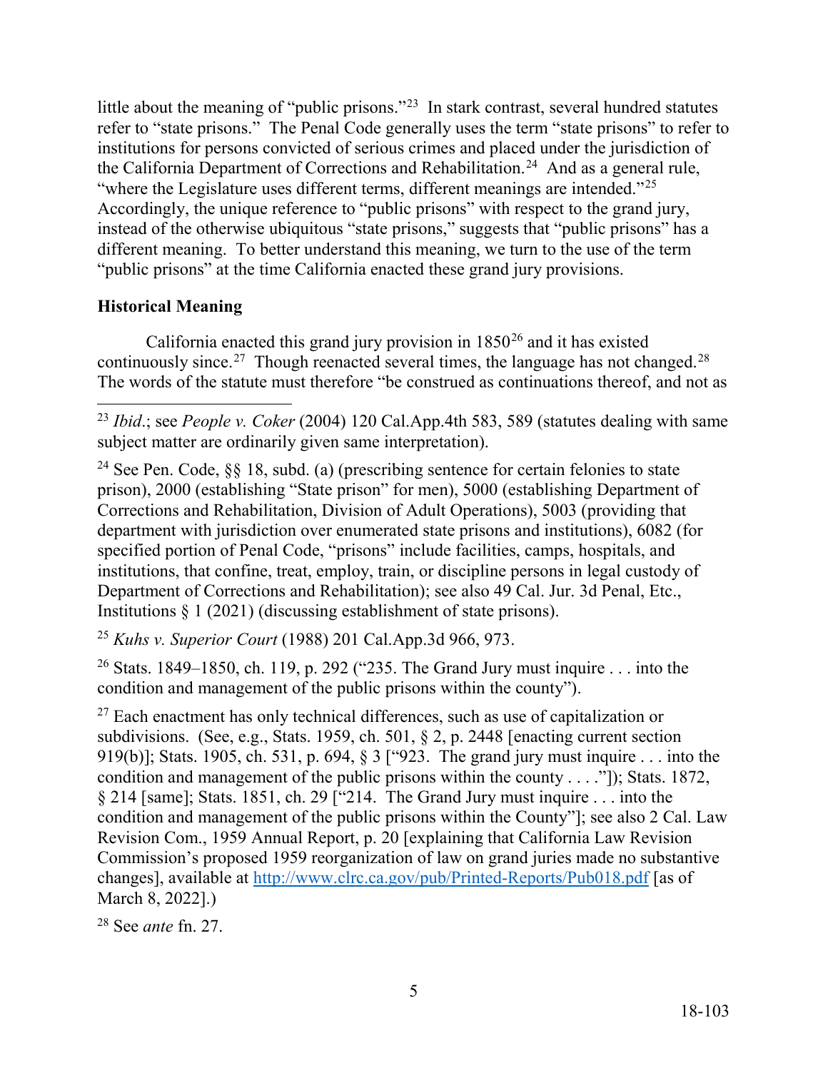little about the meaning of "public prisons."[23] In stark contrast, several hundred statutes refer to "state prisons." The Penal Code generally uses the term "state prisons" to refer to institutions for persons convicted of serious crimes and placed under the jurisdiction of the California Department of Corrections and Rehabilitation.[24] And as a general rule, "where the Legislature uses different terms, different meanings are intended."[25] Accordingly, the unique reference to "public prisons" with respect to the grand jury, instead of the otherwise ubiquitous "state prisons," suggests that "public prisons" has a different meaning. To better understand this meaning, we turn to the use of the term "public prisons" at the time California enacted these grand jury provisions.

**Historical Meaning**

California enacted this grand jury provision in 1850[26] and it has existed continuously since.[27] Though reenacted several times, the language has not changed.[28] The words of the statute must therefore "be construed as continuations thereof, and not as

---

[23] *Ibid*.; see *People v. Coker* (2004) 120 Cal.App.4th 583, 589 (statutes dealing with same subject matter are ordinarily given same interpretation).

[24] See Pen. Code, §§ 18, subd. (a) (prescribing sentence for certain felonies to state prison), 2000 (establishing "State prison" for men), 5000 (establishing Department of Corrections and Rehabilitation, Division of Adult Operations), 5003 (providing that department with jurisdiction over enumerated state prisons and institutions), 6082 (for specified portion of Penal Code, "prisons" include facilities, camps, hospitals, and institutions, that confine, treat, employ, train, or discipline persons in legal custody of Department of Corrections and Rehabilitation); see also 49 Cal. Jur. 3d Penal, Etc., Institutions § 1 (2021) (discussing establishment of state prisons).

[25] *Kuhs v. Superior Court* (1988) 201 Cal.App.3d 966, 973.

[26] Stats. 1849–1850, ch. 119, p. 292 ("235. The Grand Jury must inquire . . . into the condition and management of the public prisons within the county").

[27] Each enactment has only technical differences, such as use of capitalization or subdivisions. (See, e.g., Stats. 1959, ch. 501, § 2, p. 2448 [enacting current section 919(b)]; Stats. 1905, ch. 531, p. 694, § 3 ["923. The grand jury must inquire . . . into the condition and management of the public prisons within the county . . . ."]); Stats. 1872, § 214 [same]; Stats. 1851, ch. 29 ["214. The Grand Jury must inquire . . . into the condition and management of the public prisons within the County"]; see also 2 Cal. Law Revision Com., 1959 Annual Report, p. 20 [explaining that California Law Revision Commission's proposed 1959 reorganization of law on grand juries made no substantive changes], available at http://www.clrc.ca.gov/pub/Printed-Reports/Pub018.pdf [as of March 8, 2022].)

[28] See *ante* fn. 27.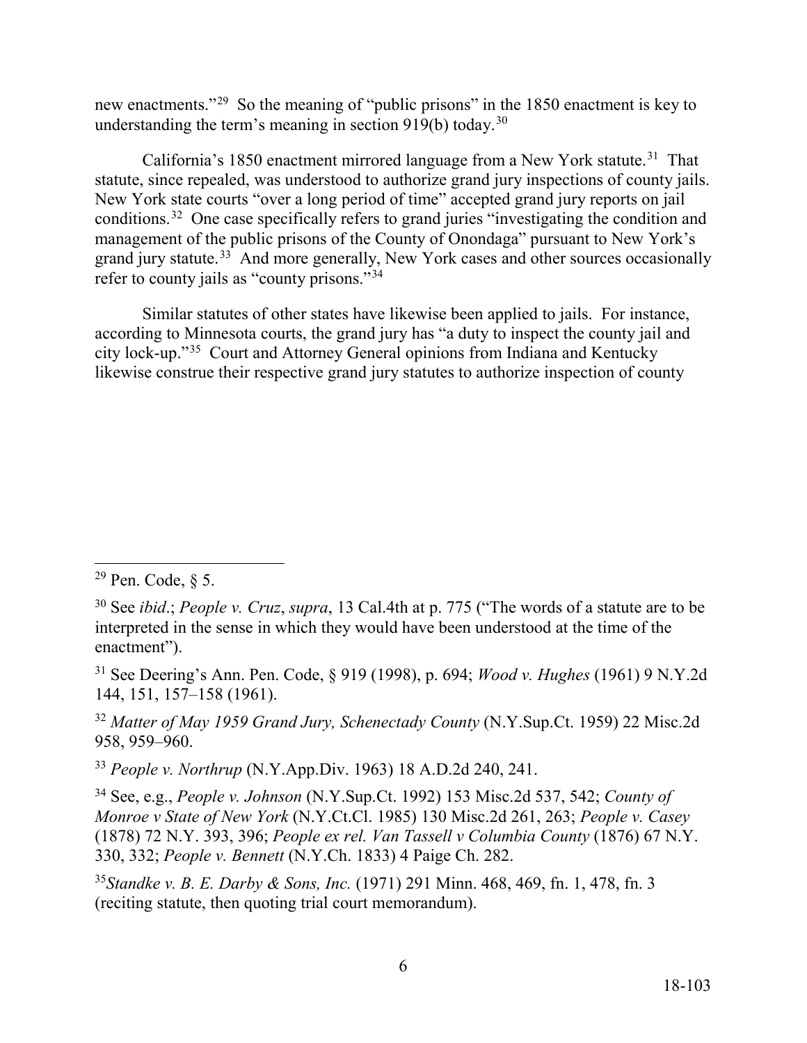new enactments."[29] So the meaning of "public prisons" in the 1850 enactment is key to understanding the term's meaning in section 919(b) today.[30]

California's 1850 enactment mirrored language from a New York statute.[31] That statute, since repealed, was understood to authorize grand jury inspections of county jails. New York state courts "over a long period of time" accepted grand jury reports on jail conditions.[32] One case specifically refers to grand juries "investigating the condition and management of the public prisons of the County of Onondaga" pursuant to New York's grand jury statute.[33] And more generally, New York cases and other sources occasionally refer to county jails as "county prisons."[34]

Similar statutes of other states have likewise been applied to jails. For instance, according to Minnesota courts, the grand jury has "a duty to inspect the county jail and city lock-up."[35] Court and Attorney General opinions from Indiana and Kentucky likewise construe their respective grand jury statutes to authorize inspection of county

---

[29] Pen. Code, § 5.

[30] See *ibid*.; *People v. Cruz*, *supra*, 13 Cal.4th at p. 775 ("The words of a statute are to be interpreted in the sense in which they would have been understood at the time of the enactment").

[31] See Deering's Ann. Pen. Code, § 919 (1998), p. 694; *Wood v. Hughes* (1961) 9 N.Y.2d 144, 151, 157–158 (1961).

[32] *Matter of May 1959 Grand Jury, Schenectady County* (N.Y.Sup.Ct. 1959) 22 Misc.2d 958, 959–960.

[33] *People v. Northrup* (N.Y.App.Div. 1963) 18 A.D.2d 240, 241.

[34] See, e.g., *People v. Johnson* (N.Y.Sup.Ct. 1992) 153 Misc.2d 537, 542; *County of Monroe v State of New York* (N.Y.Ct.Cl. 1985) 130 Misc.2d 261, 263; *People v. Casey* (1878) 72 N.Y. 393, 396; *People ex rel. Van Tassell v Columbia County* (1876) 67 N.Y. 330, 332; *People v. Bennett* (N.Y.Ch. 1833) 4 Paige Ch. 282.

[35] *Standke v. B. E. Darby & Sons, Inc.* (1971) 291 Minn. 468, 469, fn. 1, 478, fn. 3 (reciting statute, then quoting trial court memorandum).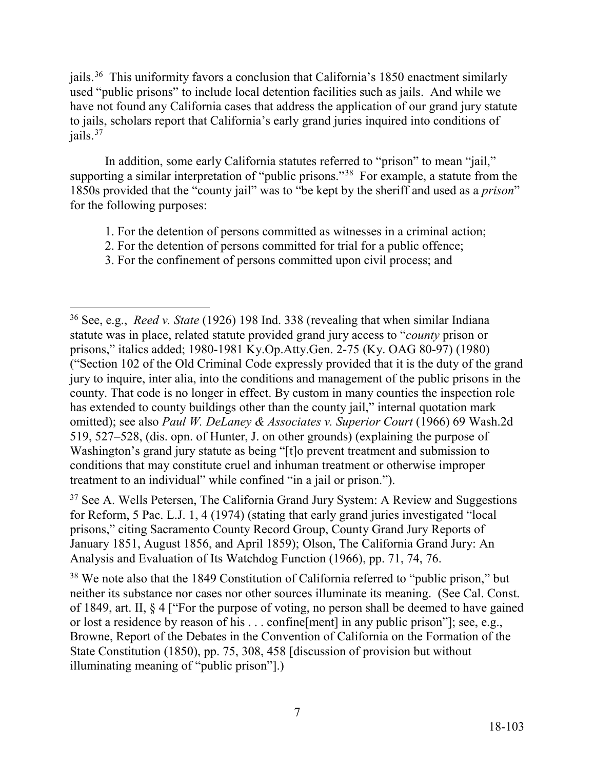jails.[36] This uniformity favors a conclusion that California's 1850 enactment similarly used "public prisons" to include local detention facilities such as jails. And while we have not found any California cases that address the application of our grand jury statute to jails, scholars report that California's early grand juries inquired into conditions of jails.[37]

In addition, some early California statutes referred to "prison" to mean "jail," supporting a similar interpretation of "public prisons."[38] For example, a statute from the 1850s provided that the "county jail" was to "be kept by the sheriff and used as a *prison*" for the following purposes:

> 1. For the detention of persons committed as witnesses in a criminal action;
> 2. For the detention of persons committed for trial for a public offence;
> 3. For the confinement of persons committed upon civil process; and

---

[36] See, e.g., *Reed v. State* (1926) 198 Ind. 338 (revealing that when similar Indiana statute was in place, related statute provided grand jury access to "*county* prison or prisons," italics added; 1980-1981 Ky.Op.Atty.Gen. 2-75 (Ky. OAG 80-97) (1980) ("Section 102 of the Old Criminal Code expressly provided that it is the duty of the grand jury to inquire, inter alia, into the conditions and management of the public prisons in the county. That code is no longer in effect. By custom in many counties the inspection role has extended to county buildings other than the county jail," internal quotation mark omitted); see also *Paul W. DeLaney & Associates v. Superior Court* (1966) 69 Wash.2d 519, 527–528, (dis. opn. of Hunter, J. on other grounds) (explaining the purpose of Washington's grand jury statute as being "[t]o prevent treatment and submission to conditions that may constitute cruel and inhuman treatment or otherwise improper treatment to an individual" while confined "in a jail or prison.").

[37] See A. Wells Petersen, The California Grand Jury System: A Review and Suggestions for Reform, 5 Pac. L.J. 1, 4 (1974) (stating that early grand juries investigated "local prisons," citing Sacramento County Record Group, County Grand Jury Reports of January 1851, August 1856, and April 1859); Olson, The California Grand Jury: An Analysis and Evaluation of Its Watchdog Function (1966), pp. 71, 74, 76.

[38] We note also that the 1849 Constitution of California referred to "public prison," but neither its substance nor cases nor other sources illuminate its meaning. (See Cal. Const. of 1849, art. II, § 4 ["For the purpose of voting, no person shall be deemed to have gained or lost a residence by reason of his . . . confine[ment] in any public prison"]; see, e.g., Browne, Report of the Debates in the Convention of California on the Formation of the State Constitution (1850), pp. 75, 308, 458 [discussion of provision but without illuminating meaning of "public prison"].)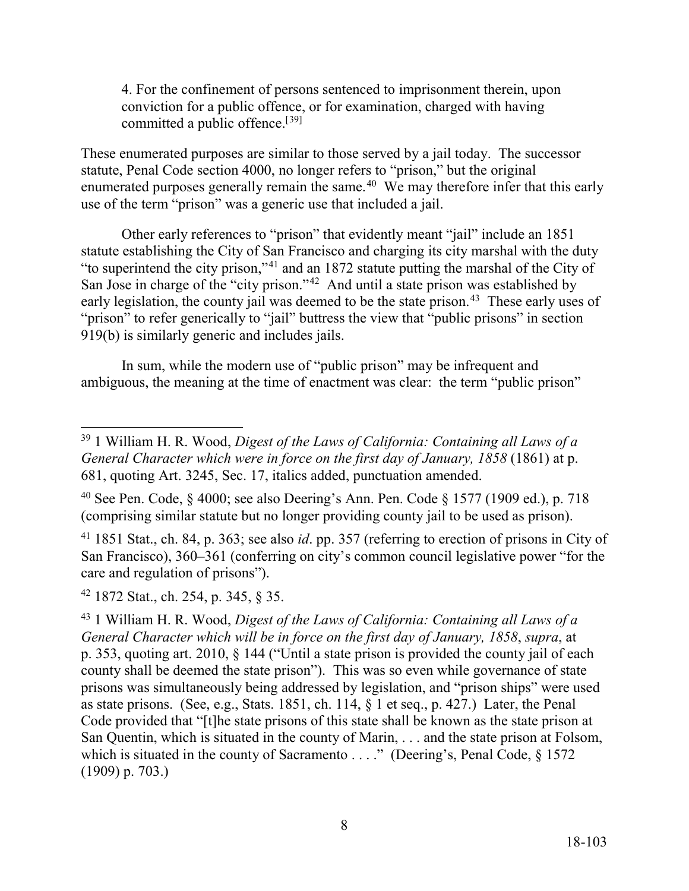4. For the confinement of persons sentenced to imprisonment therein, upon conviction for a public offence, or for examination, charged with having committed a public offence.[39]

These enumerated purposes are similar to those served by a jail today. The successor statute, Penal Code section 4000, no longer refers to "prison," but the original enumerated purposes generally remain the same.[40] We may therefore infer that this early use of the term "prison" was a generic use that included a jail.

Other early references to "prison" that evidently meant "jail" include an 1851 statute establishing the City of San Francisco and charging its city marshal with the duty "to superintend the city prison,"[41] and an 1872 statute putting the marshal of the City of San Jose in charge of the "city prison."[42] And until a state prison was established by early legislation, the county jail was deemed to be the state prison.[43] These early uses of "prison" to refer generically to "jail" buttress the view that "public prisons" in section 919(b) is similarly generic and includes jails.

In sum, while the modern use of "public prison" may be infrequent and ambiguous, the meaning at the time of enactment was clear: the term "public prison"

---

[39] 1 William H. R. Wood, *Digest of the Laws of California: Containing all Laws of a General Character which were in force on the first day of January, 1858* (1861) at p. 681, quoting Art. 3245, Sec. 17, italics added, punctuation amended.

[40] See Pen. Code, § 4000; see also Deering's Ann. Pen. Code § 1577 (1909 ed.), p. 718 (comprising similar statute but no longer providing county jail to be used as prison).

[41] 1851 Stat., ch. 84, p. 363; see also *id*. pp. 357 (referring to erection of prisons in City of San Francisco), 360–361 (conferring on city's common council legislative power "for the care and regulation of prisons").

[42] 1872 Stat., ch. 254, p. 345, § 35.

[43] 1 William H. R. Wood, *Digest of the Laws of California: Containing all Laws of a General Character which will be in force on the first day of January, 1858*, *supra*, at p. 353, quoting art. 2010, § 144 ("Until a state prison is provided the county jail of each county shall be deemed the state prison"). This was so even while governance of state prisons was simultaneously being addressed by legislation, and "prison ships" were used as state prisons. (See, e.g., Stats. 1851, ch. 114, § 1 et seq., p. 427.) Later, the Penal Code provided that "[t]he state prisons of this state shall be known as the state prison at San Quentin, which is situated in the county of Marin, . . . and the state prison at Folsom, which is situated in the county of Sacramento . . . ." (Deering's, Penal Code, § 1572 (1909) p. 703.)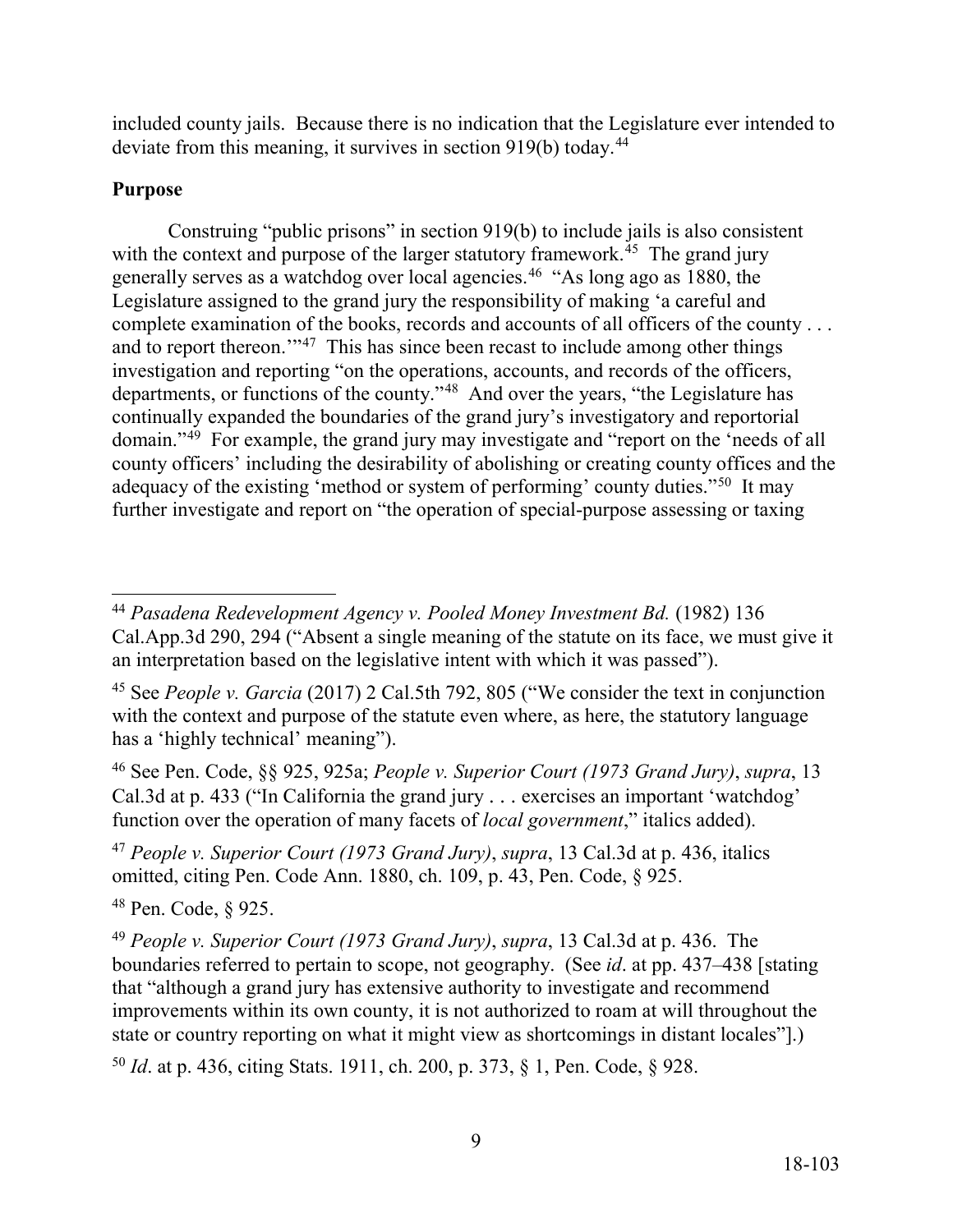included county jails. Because there is no indication that the Legislature ever intended to deviate from this meaning, it survives in section 919(b) today.[44]

**Purpose**

Construing "public prisons" in section 919(b) to include jails is also consistent with the context and purpose of the larger statutory framework.[45] The grand jury generally serves as a watchdog over local agencies.[46] "As long ago as 1880, the Legislature assigned to the grand jury the responsibility of making 'a careful and complete examination of the books, records and accounts of all officers of the county . . . and to report thereon.'"[47] This has since been recast to include among other things investigation and reporting "on the operations, accounts, and records of the officers, departments, or functions of the county."[48] And over the years, "the Legislature has continually expanded the boundaries of the grand jury's investigatory and reportorial domain."[49] For example, the grand jury may investigate and "report on the 'needs of all county officers' including the desirability of abolishing or creating county offices and the adequacy of the existing 'method or system of performing' county duties."[50] It may further investigate and report on "the operation of special-purpose assessing or taxing

---

[44] *Pasadena Redevelopment Agency v. Pooled Money Investment Bd.* (1982) 136 Cal.App.3d 290, 294 ("Absent a single meaning of the statute on its face, we must give it an interpretation based on the legislative intent with which it was passed").

[45] See *People v. Garcia* (2017) 2 Cal.5th 792, 805 ("We consider the text in conjunction with the context and purpose of the statute even where, as here, the statutory language has a 'highly technical' meaning").

[46] See Pen. Code, §§ 925, 925a; *People v. Superior Court (1973 Grand Jury)*, *supra*, 13 Cal.3d at p. 433 ("In California the grand jury . . . exercises an important 'watchdog' function over the operation of many facets of *local government*," italics added).

[47] *People v. Superior Court (1973 Grand Jury)*, *supra*, 13 Cal.3d at p. 436, italics omitted, citing Pen. Code Ann. 1880, ch. 109, p. 43, Pen. Code, § 925.

[48] Pen. Code, § 925.

[49] *People v. Superior Court (1973 Grand Jury)*, *supra*, 13 Cal.3d at p. 436. The boundaries referred to pertain to scope, not geography. (See *id*. at pp. 437–438 [stating that "although a grand jury has extensive authority to investigate and recommend improvements within its own county, it is not authorized to roam at will throughout the state or country reporting on what it might view as shortcomings in distant locales"].)

[50] *Id*. at p. 436, citing Stats. 1911, ch. 200, p. 373, § 1, Pen. Code, § 928.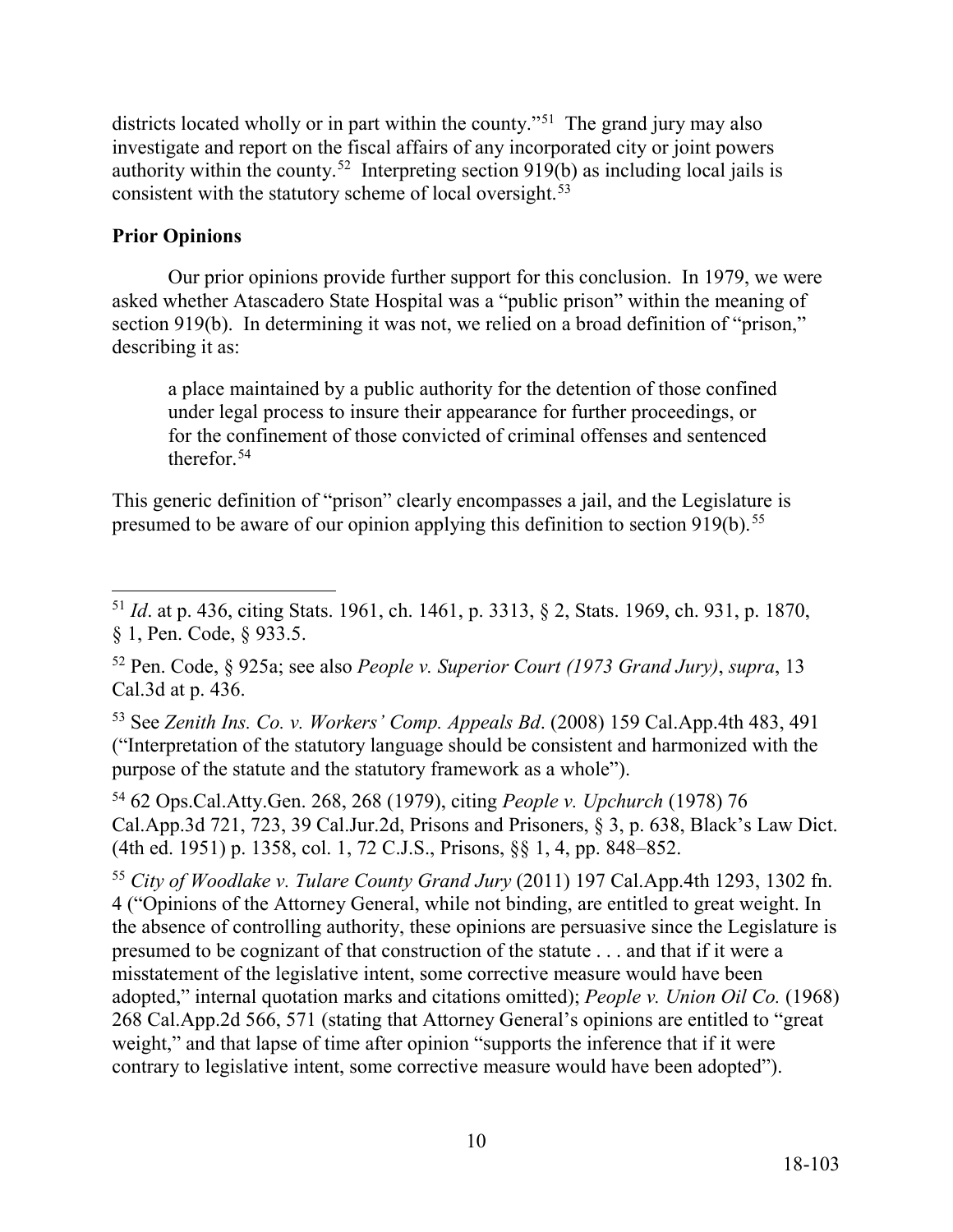districts located wholly or in part within the county."[51] The grand jury may also investigate and report on the fiscal affairs of any incorporated city or joint powers authority within the county.[52] Interpreting section 919(b) as including local jails is consistent with the statutory scheme of local oversight.[53]

**Prior Opinions**

Our prior opinions provide further support for this conclusion. In 1979, we were asked whether Atascadero State Hospital was a "public prison" within the meaning of section 919(b). In determining it was not, we relied on a broad definition of "prison," describing it as:

> a place maintained by a public authority for the detention of those confined under legal process to insure their appearance for further proceedings, or for the confinement of those convicted of criminal offenses and sentenced therefor.[54]

This generic definition of "prison" clearly encompasses a jail, and the Legislature is presumed to be aware of our opinion applying this definition to section 919(b).[55]

---

[51] *Id*. at p. 436, citing Stats. 1961, ch. 1461, p. 3313, § 2, Stats. 1969, ch. 931, p. 1870, § 1, Pen. Code, § 933.5.

[52] Pen. Code, § 925a; see also *People v. Superior Court (1973 Grand Jury)*, *supra*, 13 Cal.3d at p. 436.

[53] See *Zenith Ins. Co. v. Workers' Comp. Appeals Bd*. (2008) 159 Cal.App.4th 483, 491 ("Interpretation of the statutory language should be consistent and harmonized with the purpose of the statute and the statutory framework as a whole").

[54] 62 Ops.Cal.Atty.Gen. 268, 268 (1979), citing *People v. Upchurch* (1978) 76 Cal.App.3d 721, 723, 39 Cal.Jur.2d, Prisons and Prisoners, § 3, p. 638, Black's Law Dict. (4th ed. 1951) p. 1358, col. 1, 72 C.J.S., Prisons, §§ 1, 4, pp. 848–852.

[55] *City of Woodlake v. Tulare County Grand Jury* (2011) 197 Cal.App.4th 1293, 1302 fn. 4 ("Opinions of the Attorney General, while not binding, are entitled to great weight. In the absence of controlling authority, these opinions are persuasive since the Legislature is presumed to be cognizant of that construction of the statute . . . and that if it were a misstatement of the legislative intent, some corrective measure would have been adopted," internal quotation marks and citations omitted); *People v. Union Oil Co.* (1968) 268 Cal.App.2d 566, 571 (stating that Attorney General's opinions are entitled to "great weight," and that lapse of time after opinion "supports the inference that if it were contrary to legislative intent, some corrective measure would have been adopted").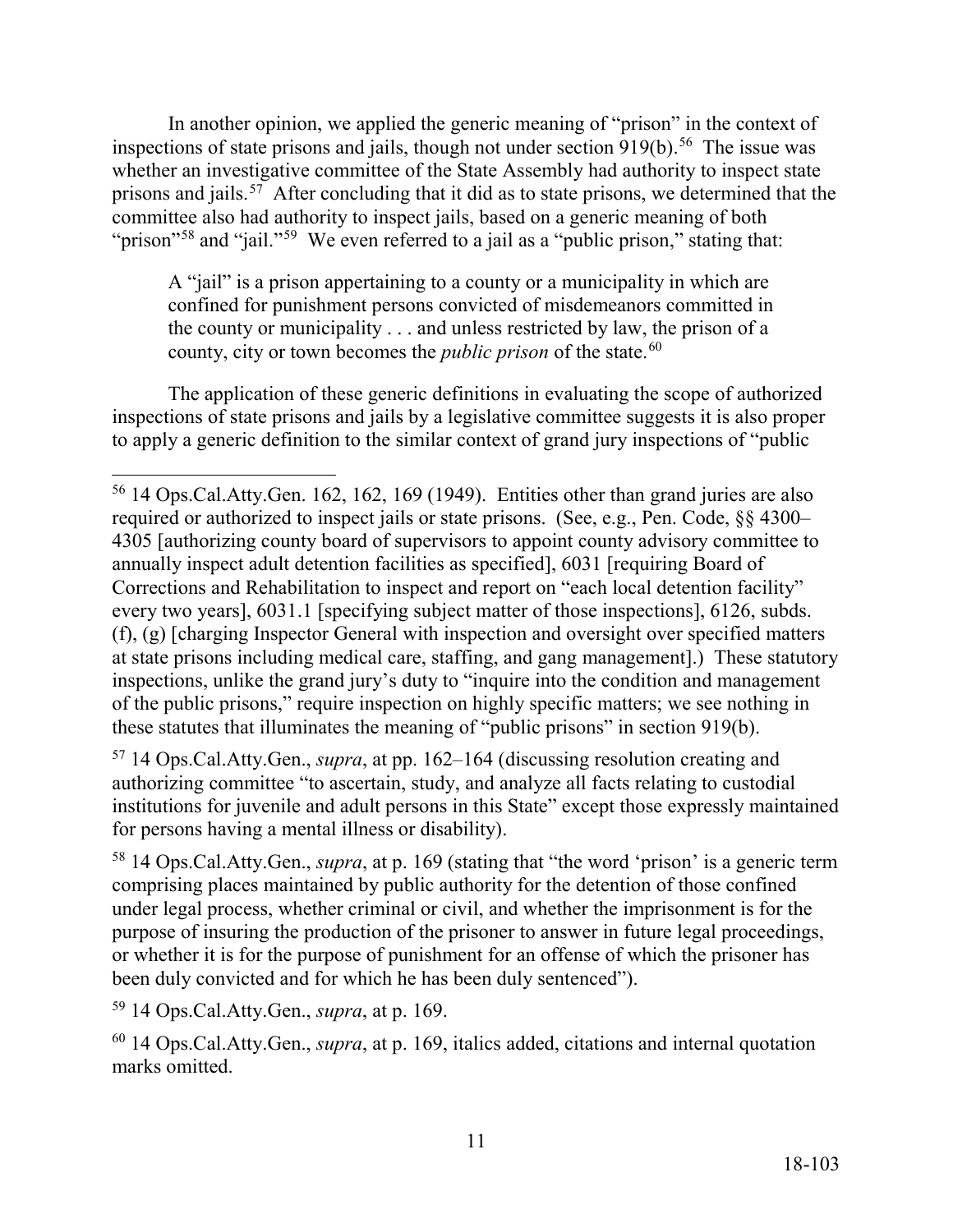In another opinion, we applied the generic meaning of "prison" in the context of inspections of state prisons and jails, though not under section 919(b).[56] The issue was whether an investigative committee of the State Assembly had authority to inspect state prisons and jails.[57] After concluding that it did as to state prisons, we determined that the committee also had authority to inspect jails, based on a generic meaning of both "prison"[58] and "jail."[59] We even referred to a jail as a "public prison," stating that:

> A "jail" is a prison appertaining to a county or a municipality in which are confined for punishment persons convicted of misdemeanors committed in the county or municipality . . . and unless restricted by law, the prison of a county, city or town becomes the *public prison* of the state.[60]

The application of these generic definitions in evaluating the scope of authorized inspections of state prisons and jails by a legislative committee suggests it is also proper to apply a generic definition to the similar context of grand jury inspections of "public

---

[56] 14 Ops.Cal.Atty.Gen. 162, 162, 169 (1949). Entities other than grand juries are also required or authorized to inspect jails or state prisons. (See, e.g., Pen. Code, §§ 4300–4305 [authorizing county board of supervisors to appoint county advisory committee to annually inspect adult detention facilities as specified], 6031 [requiring Board of Corrections and Rehabilitation to inspect and report on "each local detention facility" every two years], 6031.1 [specifying subject matter of those inspections], 6126, subds. (f), (g) [charging Inspector General with inspection and oversight over specified matters at state prisons including medical care, staffing, and gang management].) These statutory inspections, unlike the grand jury's duty to "inquire into the condition and management of the public prisons," require inspection on highly specific matters; we see nothing in these statutes that illuminates the meaning of "public prisons" in section 919(b).

[57] 14 Ops.Cal.Atty.Gen., *supra*, at pp. 162–164 (discussing resolution creating and authorizing committee "to ascertain, study, and analyze all facts relating to custodial institutions for juvenile and adult persons in this State" except those expressly maintained for persons having a mental illness or disability).

[58] 14 Ops.Cal.Atty.Gen., *supra*, at p. 169 (stating that "the word 'prison' is a generic term comprising places maintained by public authority for the detention of those confined under legal process, whether criminal or civil, and whether the imprisonment is for the purpose of insuring the production of the prisoner to answer in future legal proceedings, or whether it is for the purpose of punishment for an offense of which the prisoner has been duly convicted and for which he has been duly sentenced").

[59] 14 Ops.Cal.Atty.Gen., *supra*, at p. 169.

[60] 14 Ops.Cal.Atty.Gen., *supra*, at p. 169, italics added, citations and internal quotation marks omitted.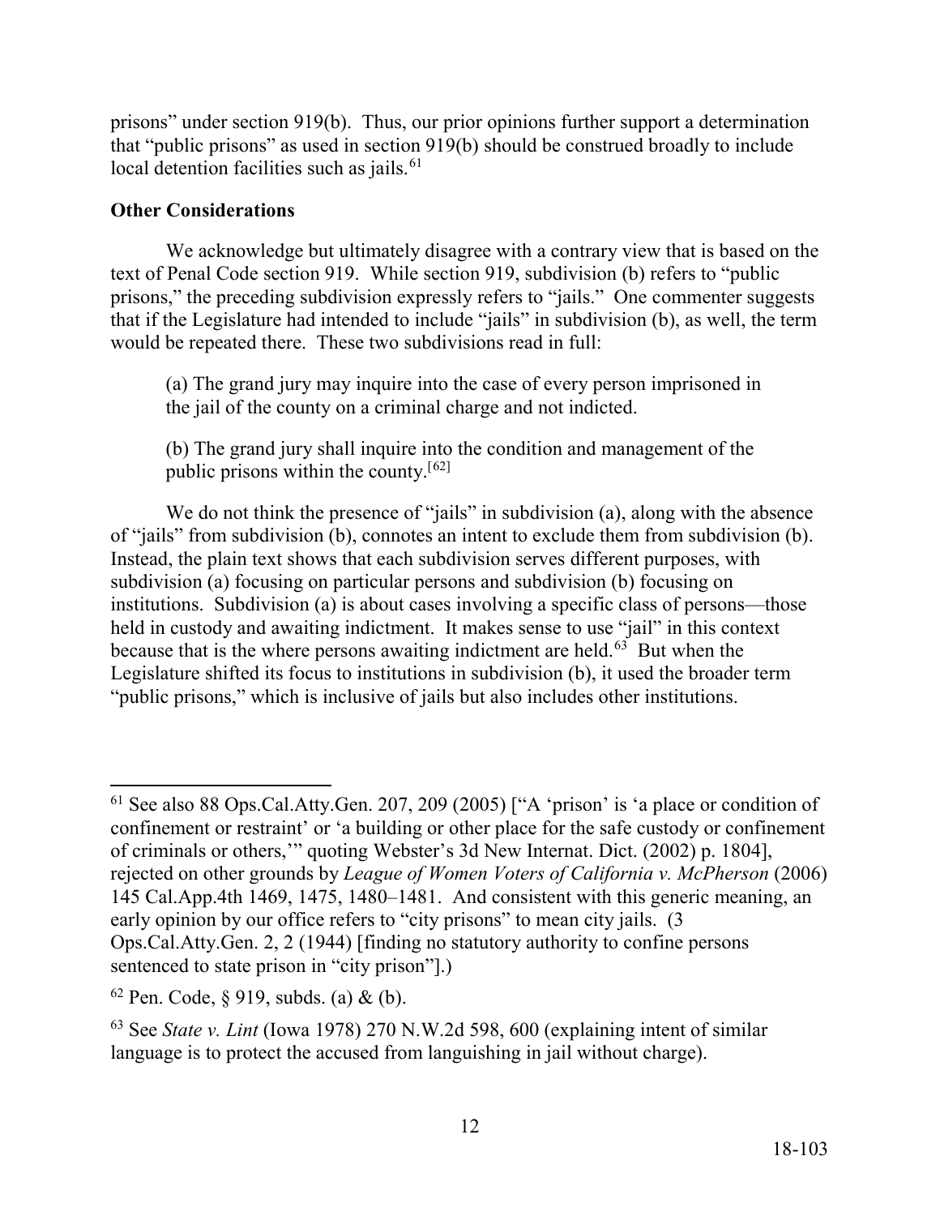prisons" under section 919(b). Thus, our prior opinions further support a determination that "public prisons" as used in section 919(b) should be construed broadly to include local detention facilities such as jails.[61]

**Other Considerations**

We acknowledge but ultimately disagree with a contrary view that is based on the text of Penal Code section 919. While section 919, subdivision (b) refers to "public prisons," the preceding subdivision expressly refers to "jails." One commenter suggests that if the Legislature had intended to include "jails" in subdivision (b), as well, the term would be repeated there. These two subdivisions read in full:

> (a) The grand jury may inquire into the case of every person imprisoned in the jail of the county on a criminal charge and not indicted.
>
> (b) The grand jury shall inquire into the condition and management of the public prisons within the county.[62]

We do not think the presence of "jails" in subdivision (a), along with the absence of "jails" from subdivision (b), connotes an intent to exclude them from subdivision (b). Instead, the plain text shows that each subdivision serves different purposes, with subdivision (a) focusing on particular persons and subdivision (b) focusing on institutions. Subdivision (a) is about cases involving a specific class of persons—those held in custody and awaiting indictment. It makes sense to use "jail" in this context because that is the where persons awaiting indictment are held.[63] But when the Legislature shifted its focus to institutions in subdivision (b), it used the broader term "public prisons," which is inclusive of jails but also includes other institutions.

---

[61] See also 88 Ops.Cal.Atty.Gen. 207, 209 (2005) ["A 'prison' is 'a place or condition of confinement or restraint' or 'a building or other place for the safe custody or confinement of criminals or others,'" quoting Webster's 3d New Internat. Dict. (2002) p. 1804], rejected on other grounds by *League of Women Voters of California v. McPherson* (2006) 145 Cal.App.4th 1469, 1475, 1480–1481. And consistent with this generic meaning, an early opinion by our office refers to "city prisons" to mean city jails. (3 Ops.Cal.Atty.Gen. 2, 2 (1944) [finding no statutory authority to confine persons sentenced to state prison in "city prison"].)

[62] Pen. Code, § 919, subds. (a) & (b).

[63] See *State v. Lint* (Iowa 1978) 270 N.W.2d 598, 600 (explaining intent of similar language is to protect the accused from languishing in jail without charge).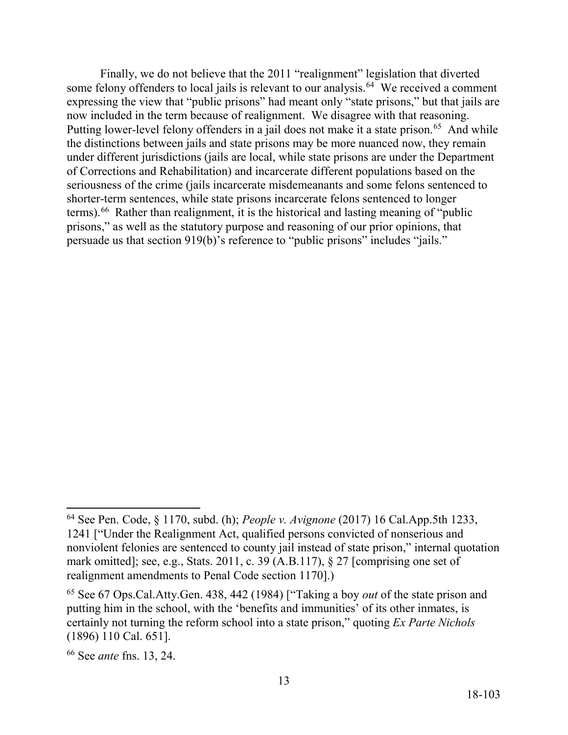Finally, we do not believe that the 2011 "realignment" legislation that diverted some felony offenders to local jails is relevant to our analysis.[64] We received a comment expressing the view that "public prisons" had meant only "state prisons," but that jails are now included in the term because of realignment. We disagree with that reasoning. Putting lower-level felony offenders in a jail does not make it a state prison.[65] And while the distinctions between jails and state prisons may be more nuanced now, they remain under different jurisdictions (jails are local, while state prisons are under the Department of Corrections and Rehabilitation) and incarcerate different populations based on the seriousness of the crime (jails incarcerate misdemeanants and some felons sentenced to shorter-term sentences, while state prisons incarcerate felons sentenced to longer terms).[66] Rather than realignment, it is the historical and lasting meaning of "public prisons," as well as the statutory purpose and reasoning of our prior opinions, that persuade us that section 919(b)'s reference to "public prisons" includes "jails."

---

[64] See Pen. Code, § 1170, subd. (h); *People v. Avignone* (2017) 16 Cal.App.5th 1233, 1241 ["Under the Realignment Act, qualified persons convicted of nonserious and nonviolent felonies are sentenced to county jail instead of state prison," internal quotation mark omitted]; see, e.g., Stats. 2011, c. 39 (A.B.117), § 27 [comprising one set of realignment amendments to Penal Code section 1170].)

[65] See 67 Ops.Cal.Atty.Gen. 438, 442 (1984) ["Taking a boy *out* of the state prison and putting him in the school, with the 'benefits and immunities' of its other inmates, is certainly not turning the reform school into a state prison," quoting *Ex Parte Nichols* (1896) 110 Cal. 651].

[66] See *ante* fns. 13, 24.